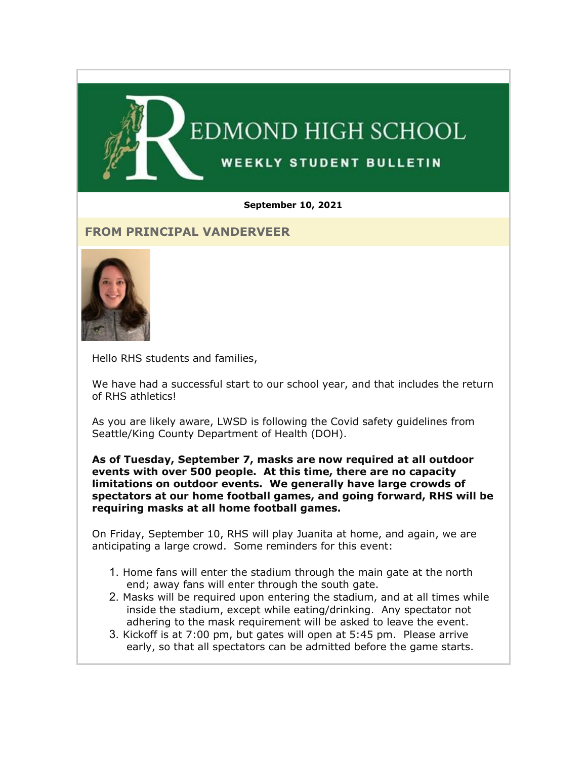# REDMOND HIGH SCHOOL

## WEEKLY STUDENT BULLETIN

**September 10, 2021**

## FROM PRINCIPAL VANDERVEER

Hello RHS students and families,

We have had a successful start to our school year, and that includes the return of RHS athletics!

As you are likely aware, LWSD is following the Covid safety guidelines from Seattle/King County Department of Health (DOH).

**As of Tuesday, September 7, masks are now required at all outdoor events with over 500 people. At this time, there are no capacity limitations on outdoor events. We generally have large crowds of spectators at our home football games, and going forward, RHS will be requiring masks at all home football games.**

On Friday, September 10, RHS will play Juanita at home, and again, we are anticipating a large crowd. Some reminders for this event:

1. Home fans will enter the stadium through the main gate at the north end; away fans will enter through the south gate.
2. Masks will be required upon entering the stadium, and at all times while inside the stadium, except while eating/drinking. Any spectator not adhering to the mask requirement will be asked to leave the event.
3. Kickoff is at 7:00 pm, but gates will open at 5:45 pm. Please arrive early, so that all spectators can be admitted before the game starts.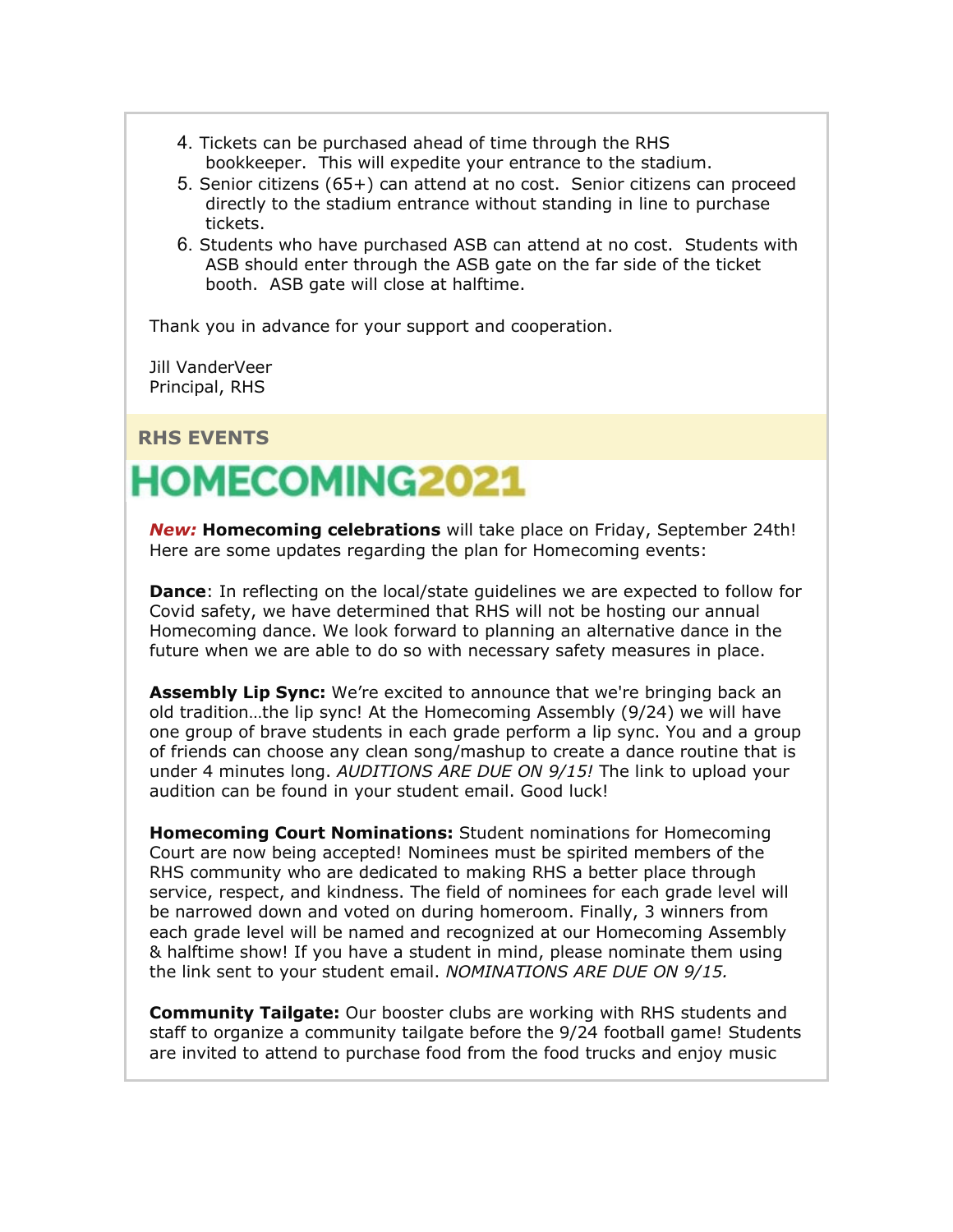4. Tickets can be purchased ahead of time through the RHS bookkeeper.  This will expedite your entrance to the stadium.
5. Senior citizens (65+) can attend at no cost.  Senior citizens can proceed directly to the stadium entrance without standing in line to purchase tickets.
6. Students who have purchased ASB can attend at no cost.  Students with ASB should enter through the ASB gate on the far side of the ticket booth.  ASB gate will close at halftime.

Thank you in advance for your support and cooperation.

Jill VanderVeer
Principal, RHS

## RHS EVENTS

# HOMECOMING2021

***New:*** **Homecoming celebrations** will take place on Friday, September 24th! Here are some updates regarding the plan for Homecoming events:

**Dance**: In reflecting on the local/state guidelines we are expected to follow for Covid safety, we have determined that RHS will not be hosting our annual Homecoming dance. We look forward to planning an alternative dance in the future when we are able to do so with necessary safety measures in place.

**Assembly Lip Sync:** We're excited to announce that we're bringing back an old tradition…the lip sync! At the Homecoming Assembly (9/24) we will have one group of brave students in each grade perform a lip sync. You and a group of friends can choose any clean song/mashup to create a dance routine that is under 4 minutes long. *AUDITIONS ARE DUE ON 9/15!* The link to upload your audition can be found in your student email. Good luck!

**Homecoming Court Nominations:** Student nominations for Homecoming Court are now being accepted! Nominees must be spirited members of the RHS community who are dedicated to making RHS a better place through service, respect, and kindness. The field of nominees for each grade level will be narrowed down and voted on during homeroom. Finally, 3 winners from each grade level will be named and recognized at our Homecoming Assembly & halftime show! If you have a student in mind, please nominate them using the link sent to your student email. *NOMINATIONS ARE DUE ON 9/15.*

**Community Tailgate:** Our booster clubs are working with RHS students and staff to organize a community tailgate before the 9/24 football game! Students are invited to attend to purchase food from the food trucks and enjoy music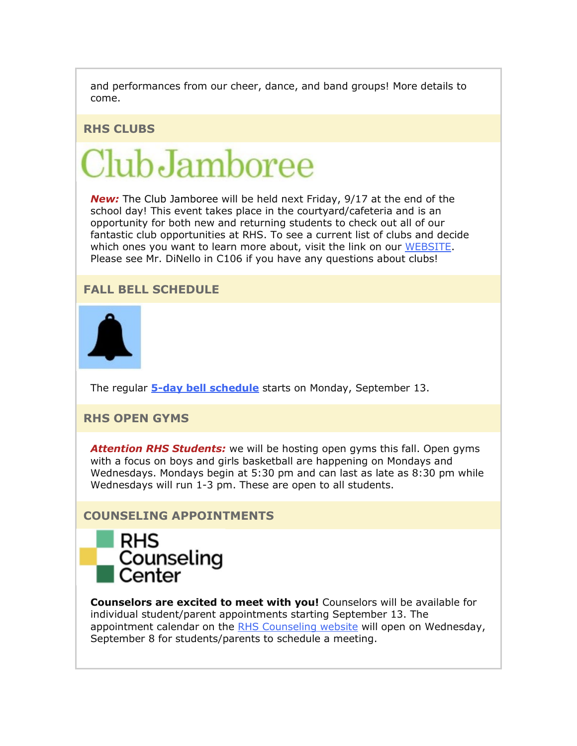and performances from our cheer, dance, and band groups! More details to come.

## RHS CLUBS

Club Jamboree

***New:*** The Club Jamboree will be held next Friday, 9/17 at the end of the school day! This event takes place in the courtyard/cafeteria and is an opportunity for both new and returning students to check out all of our fantastic club opportunities at RHS. To see a current list of clubs and decide which ones you want to learn more about, visit the link on our WEBSITE. Please see Mr. DiNello in C106 if you have any questions about clubs!

## FALL BELL SCHEDULE

The regular **5-day bell schedule** starts on Monday, September 13.

## RHS OPEN GYMS

***Attention RHS Students:*** we will be hosting open gyms this fall. Open gyms with a focus on boys and girls basketball are happening on Mondays and Wednesdays. Mondays begin at 5:30 pm and can last as late as 8:30 pm while Wednesdays will run 1-3 pm. These are open to all students.

## COUNSELING APPOINTMENTS

RHS Counseling Center

**Counselors are excited to meet with you!** Counselors will be available for individual student/parent appointments starting September 13. The appointment calendar on the RHS Counseling website will open on Wednesday, September 8 for students/parents to schedule a meeting.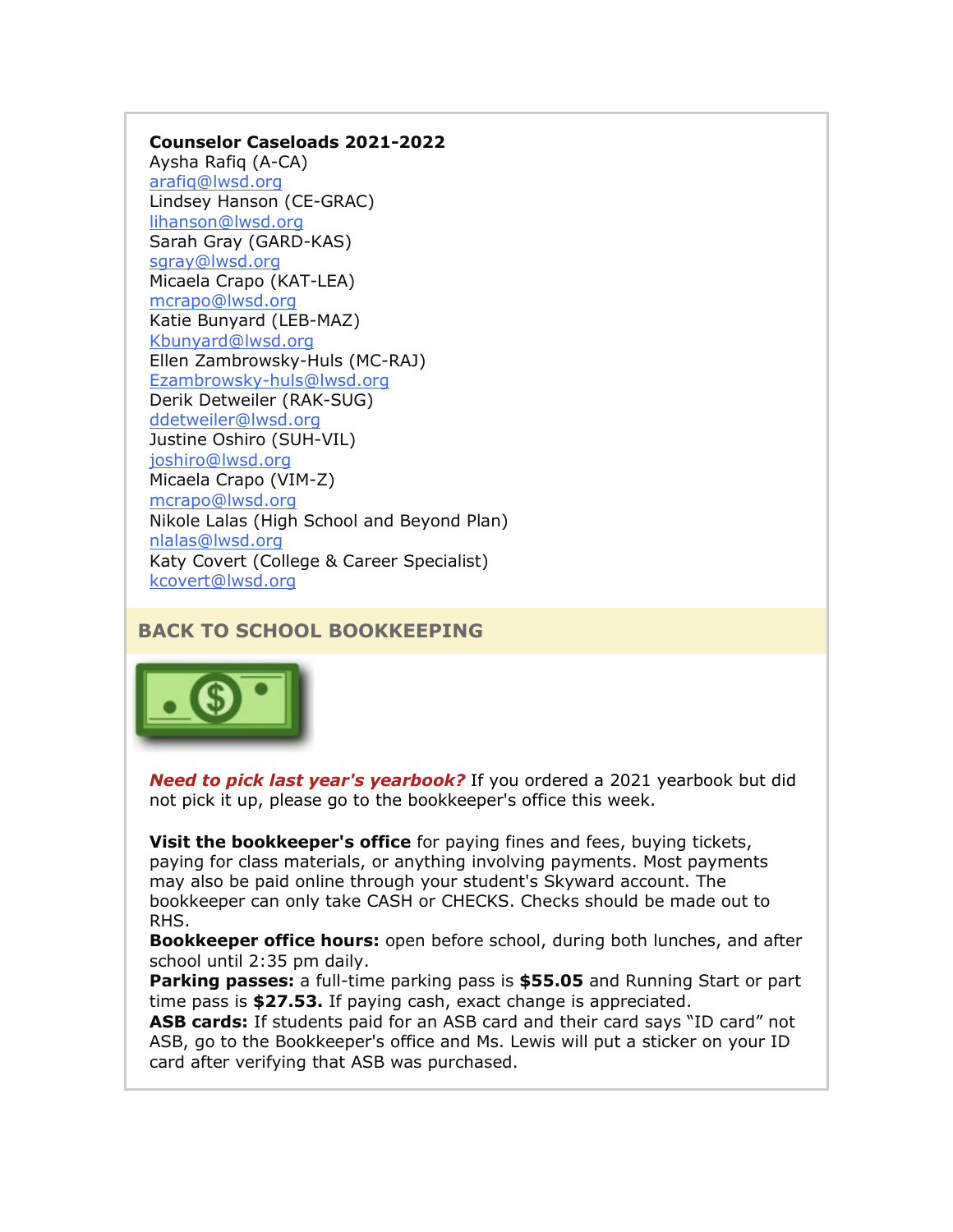**Counselor Caseloads 2021-2022**

Aysha Rafiq (A-CA)
arafiq@lwsd.org
Lindsey Hanson (CE-GRAC)
lihanson@lwsd.org
Sarah Gray (GARD-KAS)
sgray@lwsd.org
Micaela Crapo (KAT-LEA)
mcrapo@lwsd.org
Katie Bunyard (LEB-MAZ)
Kbunyard@lwsd.org
Ellen Zambrowsky-Huls (MC-RAJ)
Ezambrowsky-huls@lwsd.org
Derik Detweiler (RAK-SUG)
ddetweiler@lwsd.org
Justine Oshiro (SUH-VIL)
joshiro@lwsd.org
Micaela Crapo (VIM-Z)
mcrapo@lwsd.org
Nikole Lalas (High School and Beyond Plan)
nlalas@lwsd.org
Katy Covert (College & Career Specialist)
kcovert@lwsd.org

## BACK TO SCHOOL BOOKKEEPING

***Need to pick last year's yearbook?*** If you ordered a 2021 yearbook but did not pick it up, please go to the bookkeeper's office this week.

**Visit the bookkeeper's office** for paying fines and fees, buying tickets, paying for class materials, or anything involving payments. Most payments may also be paid online through your student's Skyward account. The bookkeeper can only take CASH or CHECKS. Checks should be made out to RHS.

**Bookkeeper office hours:** open before school, during both lunches, and after school until 2:35 pm daily.

**Parking passes:** a full-time parking pass is **$55.05** and Running Start or part time pass is **$27.53.** If paying cash, exact change is appreciated.

**ASB cards:** If students paid for an ASB card and their card says "ID card" not ASB, go to the Bookkeeper's office and Ms. Lewis will put a sticker on your ID card after verifying that ASB was purchased.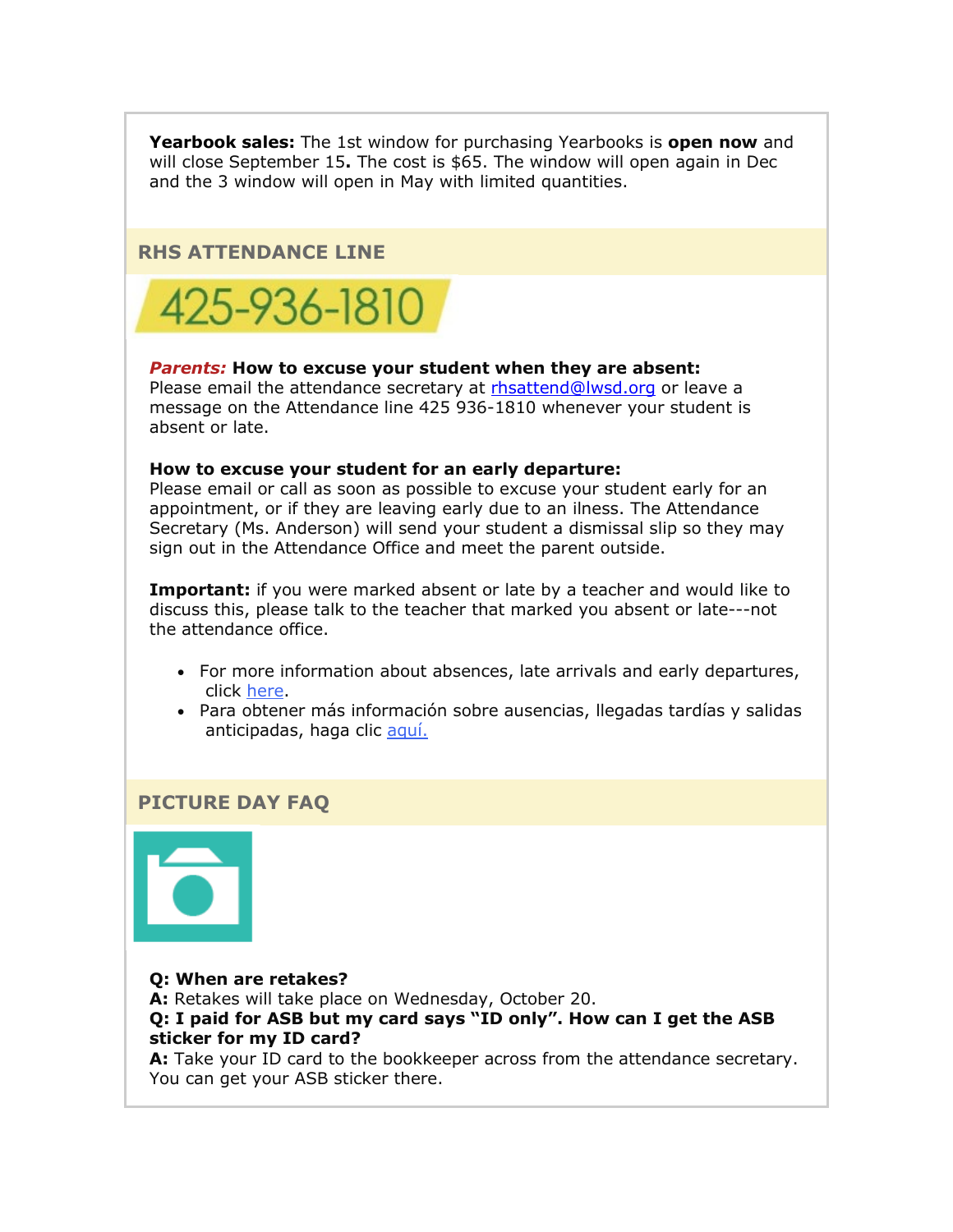**Yearbook sales:** The 1st window for purchasing Yearbooks is **open now** and will close September 15**.** The cost is $65. The window will open again in Dec and the 3 window will open in May with limited quantities.

## RHS ATTENDANCE LINE

425-936-1810

***Parents:*** **How to excuse your student when they are absent:**
Please email the attendance secretary at rhsattend@lwsd.org or leave a message on the Attendance line 425 936-1810 whenever your student is absent or late.

**How to excuse your student for an early departure:**
Please email or call as soon as possible to excuse your student early for an appointment, or if they are leaving early due to an ilness. The Attendance Secretary (Ms. Anderson) will send your student a dismissal slip so they may sign out in the Attendance Office and meet the parent outside.

**Important:** if you were marked absent or late by a teacher and would like to discuss this, please talk to the teacher that marked you absent or late---not the attendance office.

- For more information about absences, late arrivals and early departures, click here.
- Para obtener más información sobre ausencias, llegadas tardías y salidas anticipadas, haga clic aquí.

## PICTURE DAY FAQ

**Q: When are retakes?**
**A:** Retakes will take place on Wednesday, October 20.
**Q: I paid for ASB but my card says "ID only". How can I get the ASB sticker for my ID card?**
**A:** Take your ID card to the bookkeeper across from the attendance secretary. You can get your ASB sticker there.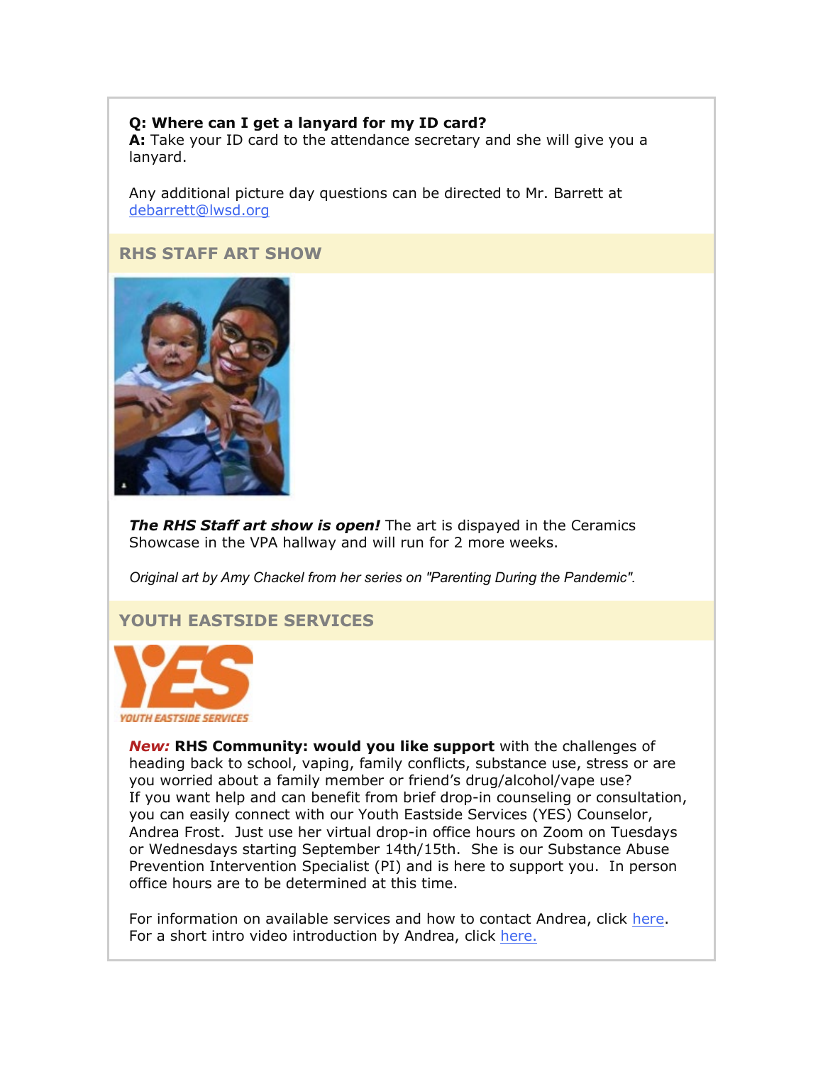**Q: Where can I get a lanyard for my ID card?**
**A:** Take your ID card to the attendance secretary and she will give you a lanyard.

Any additional picture day questions can be directed to Mr. Barrett at [debarrett@lwsd.org](mailto:debarrett@lwsd.org)

## RHS STAFF ART SHOW

***The RHS Staff art show is open!*** The art is dispayed in the Ceramics Showcase in the VPA hallway and will run for 2 more weeks.

*Original art by Amy Chackel from her series on "Parenting During the Pandemic".*

## YOUTH EASTSIDE SERVICES

***New:*** **RHS Community: would you like support** with the challenges of heading back to school, vaping, family conflicts, substance use, stress or are you worried about a family member or friend's drug/alcohol/vape use?
If you want help and can benefit from brief drop-in counseling or consultation, you can easily connect with our Youth Eastside Services (YES) Counselor, Andrea Frost. Just use her virtual drop-in office hours on Zoom on Tuesdays or Wednesdays starting September 14th/15th. She is our Substance Abuse Prevention Intervention Specialist (PI) and is here to support you. In person office hours are to be determined at this time.

For information on available services and how to contact Andrea, click here.
For a short intro video introduction by Andrea, click here.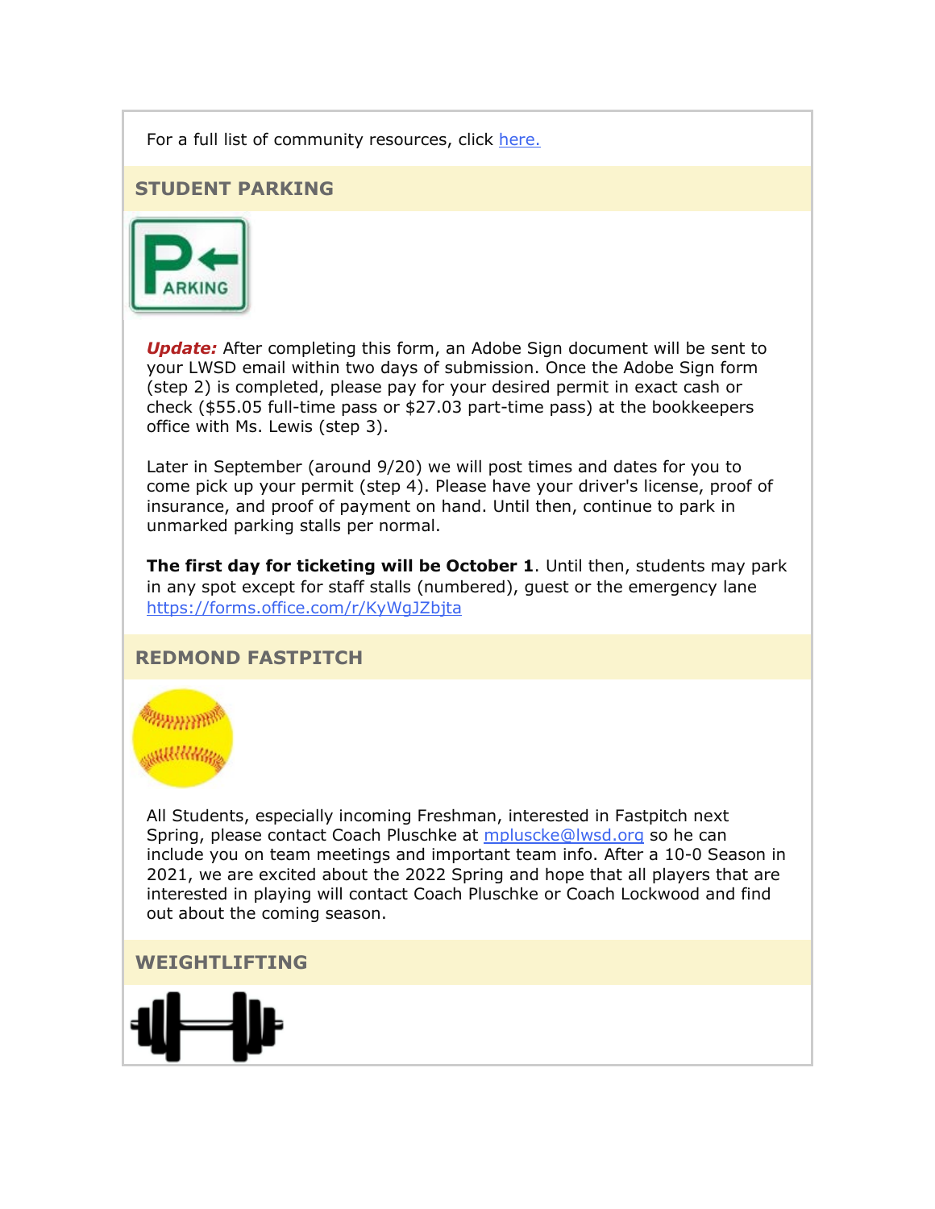For a full list of community resources, click [here.](#)

## STUDENT PARKING

***Update:*** After completing this form, an Adobe Sign document will be sent to your LWSD email within two days of submission. Once the Adobe Sign form (step 2) is completed, please pay for your desired permit in exact cash or check ($55.05 full-time pass or $27.03 part-time pass) at the bookkeepers office with Ms. Lewis (step 3).

Later in September (around 9/20) we will post times and dates for you to come pick up your permit (step 4). Please have your driver's license, proof of insurance, and proof of payment on hand. Until then, continue to park in unmarked parking stalls per normal.

**The first day for ticketing will be October 1**. Until then, students may park in any spot except for staff stalls (numbered), guest or the emergency lane https://forms.office.com/r/KyWgJZbjta

## REDMOND FASTPITCH

All Students, especially incoming Freshman, interested in Fastpitch next Spring, please contact Coach Pluschke at mpluscke@lwsd.org so he can include you on team meetings and important team info. After a 10-0 Season in 2021, we are excited about the 2022 Spring and hope that all players that are interested in playing will contact Coach Pluschke or Coach Lockwood and find out about the coming season.

## WEIGHTLIFTING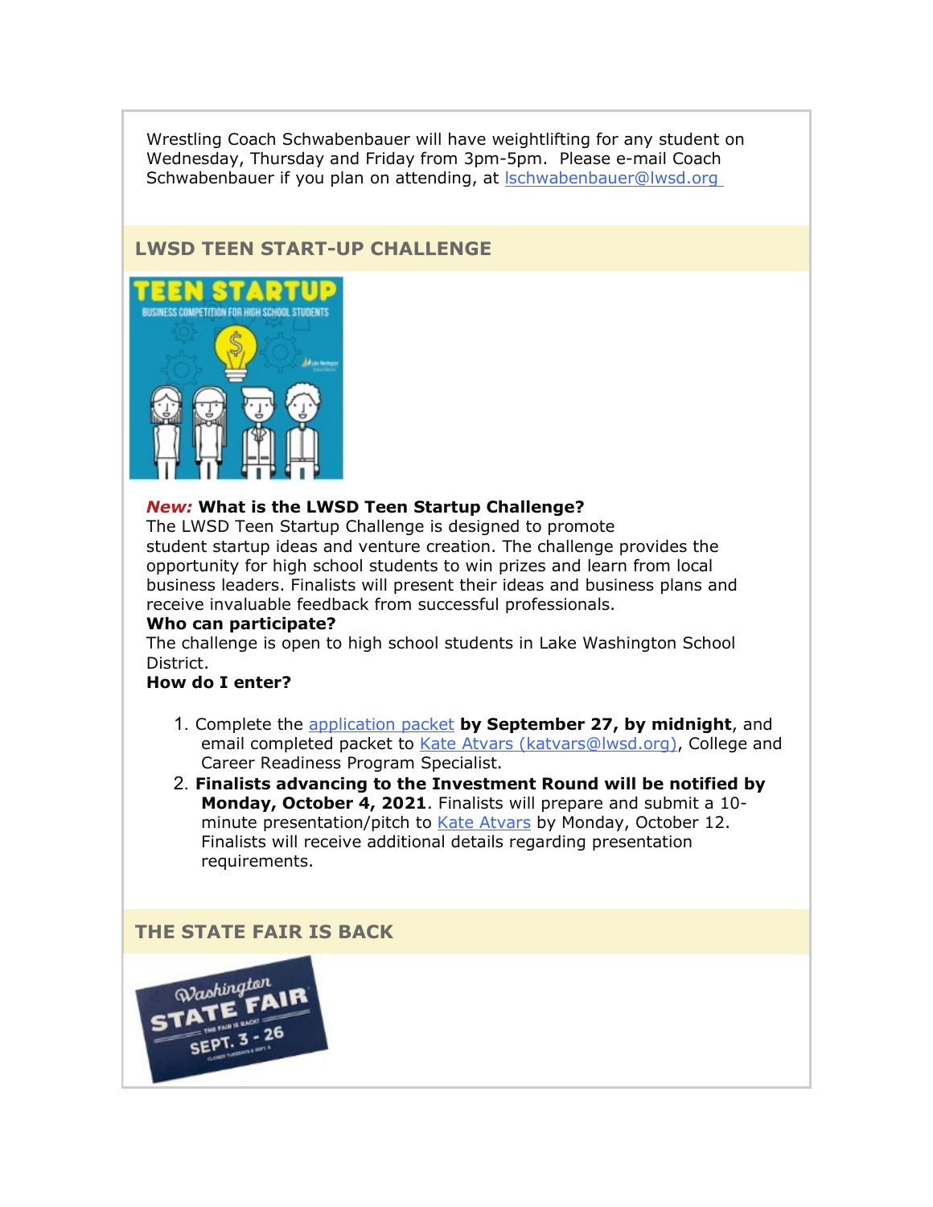Wrestling Coach Schwabenbauer will have weightlifting for any student on Wednesday, Thursday and Friday from 3pm-5pm. Please e-mail Coach Schwabenbauer if you plan on attending, at lschwabenbauer@lwsd.org

## LWSD TEEN START-UP CHALLENGE

***New:*** **What is the LWSD Teen Startup Challenge?**
The LWSD Teen Startup Challenge is designed to promote student startup ideas and venture creation. The challenge provides the opportunity for high school students to win prizes and learn from local business leaders. Finalists will present their ideas and business plans and receive invaluable feedback from successful professionals.

**Who can participate?**
The challenge is open to high school students in Lake Washington School District.

**How do I enter?**

1. Complete the application packet **by September 27, by midnight**, and email completed packet to Kate Atvars (katvars@lwsd.org), College and Career Readiness Program Specialist.
2. **Finalists advancing to the Investment Round will be notified by Monday, October 4, 2021**. Finalists will prepare and submit a 10-minute presentation/pitch to Kate Atvars by Monday, October 12. Finalists will receive additional details regarding presentation requirements.

## THE STATE FAIR IS BACK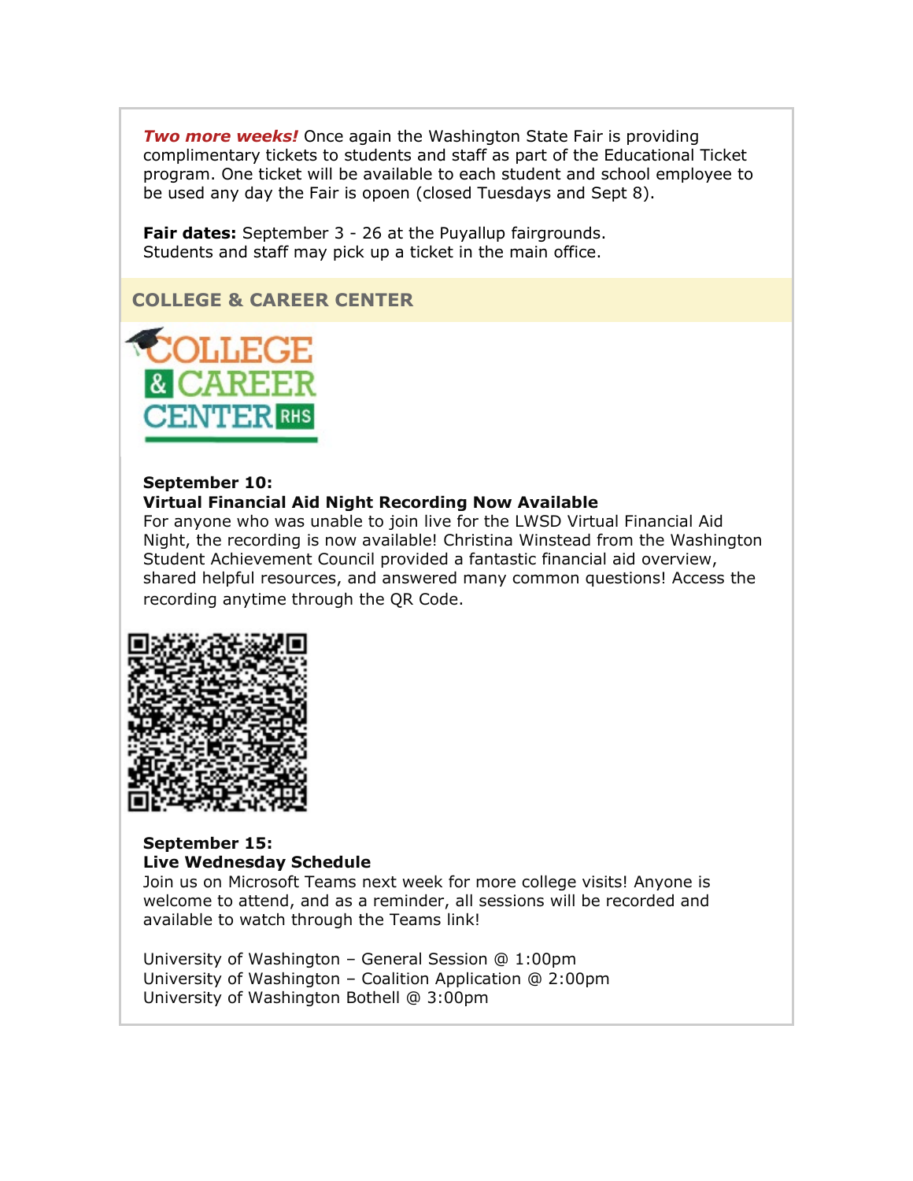***Two more weeks!*** Once again the Washington State Fair is providing complimentary tickets to students and staff as part of the Educational Ticket program. One ticket will be available to each student and school employee to be used any day the Fair is opoen (closed Tuesdays and Sept 8).

**Fair dates:** September 3 - 26 at the Puyallup fairgrounds.
Students and staff may pick up a ticket in the main office.

## COLLEGE & CAREER CENTER

**September 10:**
**Virtual Financial Aid Night Recording Now Available**
For anyone who was unable to join live for the LWSD Virtual Financial Aid Night, the recording is now available! Christina Winstead from the Washington Student Achievement Council provided a fantastic financial aid overview, shared helpful resources, and answered many common questions! Access the recording anytime through the QR Code.

**September 15:**
**Live Wednesday Schedule**
Join us on Microsoft Teams next week for more college visits! Anyone is welcome to attend, and as a reminder, all sessions will be recorded and available to watch through the Teams link!

University of Washington – General Session @ 1:00pm
University of Washington – Coalition Application @ 2:00pm
University of Washington Bothell @ 3:00pm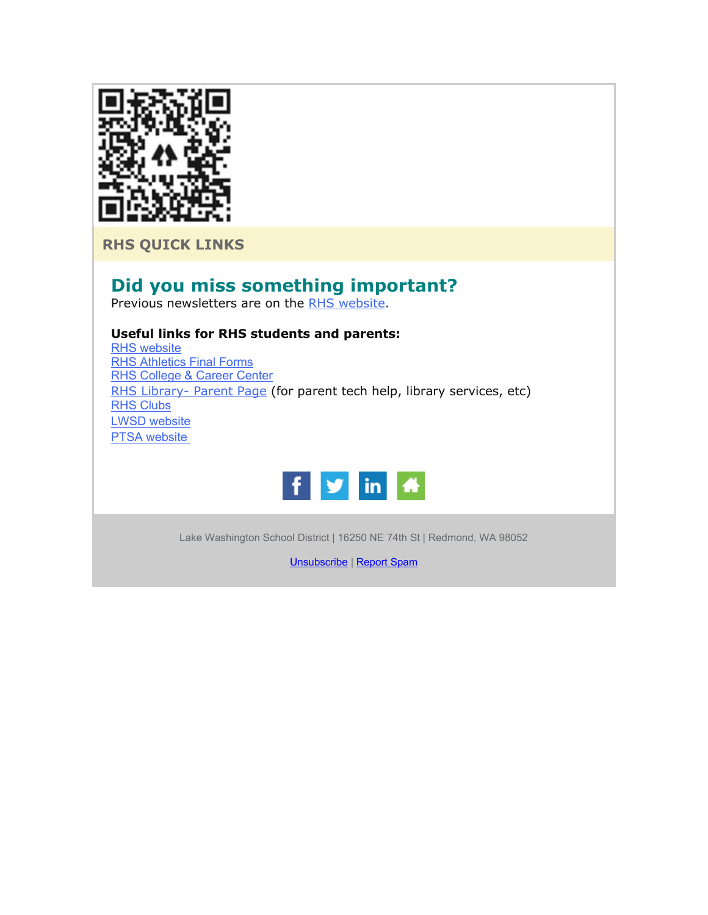## RHS QUICK LINKS

## Did you miss something important?

Previous newsletters are on the RHS website.

**Useful links for RHS students and parents:**

RHS website
RHS Athletics Final Forms
RHS College & Career Center
RHS Library- Parent Page (for parent tech help, library services, etc)
RHS Clubs
LWSD website
PTSA website

Lake Washington School District | 16250 NE 74th St | Redmond, WA 98052

Unsubscribe | Report Spam